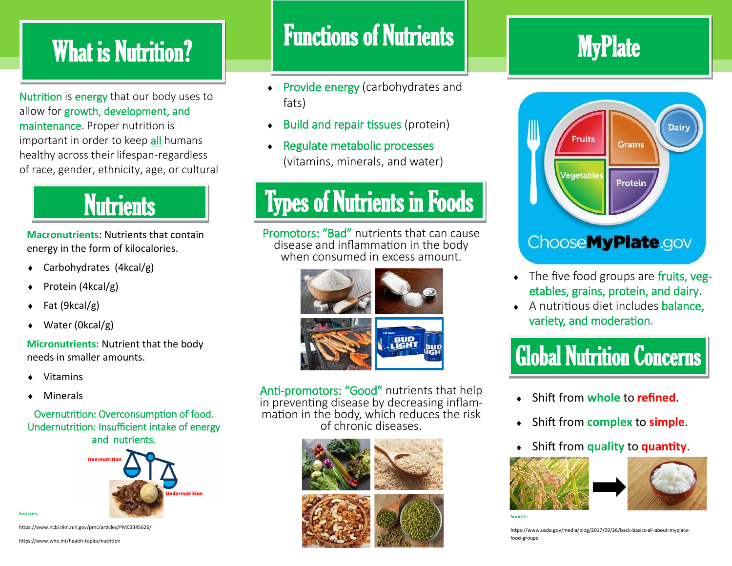# What is Nutrition?

Nutrition is energy that our body uses to allow for growth, development, and maintenance. Proper nutrition is important in order to keep all humans healthy across their lifespan-regardless of race, gender, ethnicity, age, or cultural

# Nutrients

**Macronutrients**: Nutrients that contain energy in the form of kilocalories.

- Carbohydrates (4kcal/g)
- Protein (4kcal/g)
- Fat (9kcal/g)
- Water (0kcal/g)

**Micronutrients:** Nutrient that the body needs in smaller amounts.

- Vitamins
- Minerals

Overnutrition: Overconsumption of food.
Undernutrition: Insufficient intake of energy and nutrients.

Overnutrition

Undernutrition

**Sources:**

https://www.ncbi.nlm.nih.gov/pmc/articles/PMC3345626/

https://www.who.int/health-topics/nutrition

# Functions of Nutrients

- Provide energy (carbohydrates and fats)
- Build and repair tissues (protein)
- Regulate metabolic processes (vitamins, minerals, and water)

# Types of Nutrients in Foods

Promotors: "Bad" nutrients that can cause disease and inflammation in the body when consumed in excess amount.

Anti-promotors: "Good" nutrients that help in preventing disease by decreasing inflammation in the body, which reduces the risk of chronic diseases.

# MyPlate

Fruits, Grains, Dairy, Vegetables, Protein

ChooseMyPlate.gov

- The five food groups are fruits, vegetables, grains, protein, and dairy.
- A nutritious diet includes balance, variety, and moderation.

# Global Nutrition Concerns

- Shift from **whole** to **refined**.
- Shift from **complex** to **simple**.
- Shift from **quality** to **quantity**.

**Source:**

https://www.usda.gov/media/blog/2017/09/26/back-basics-all-about-myplate-food-groups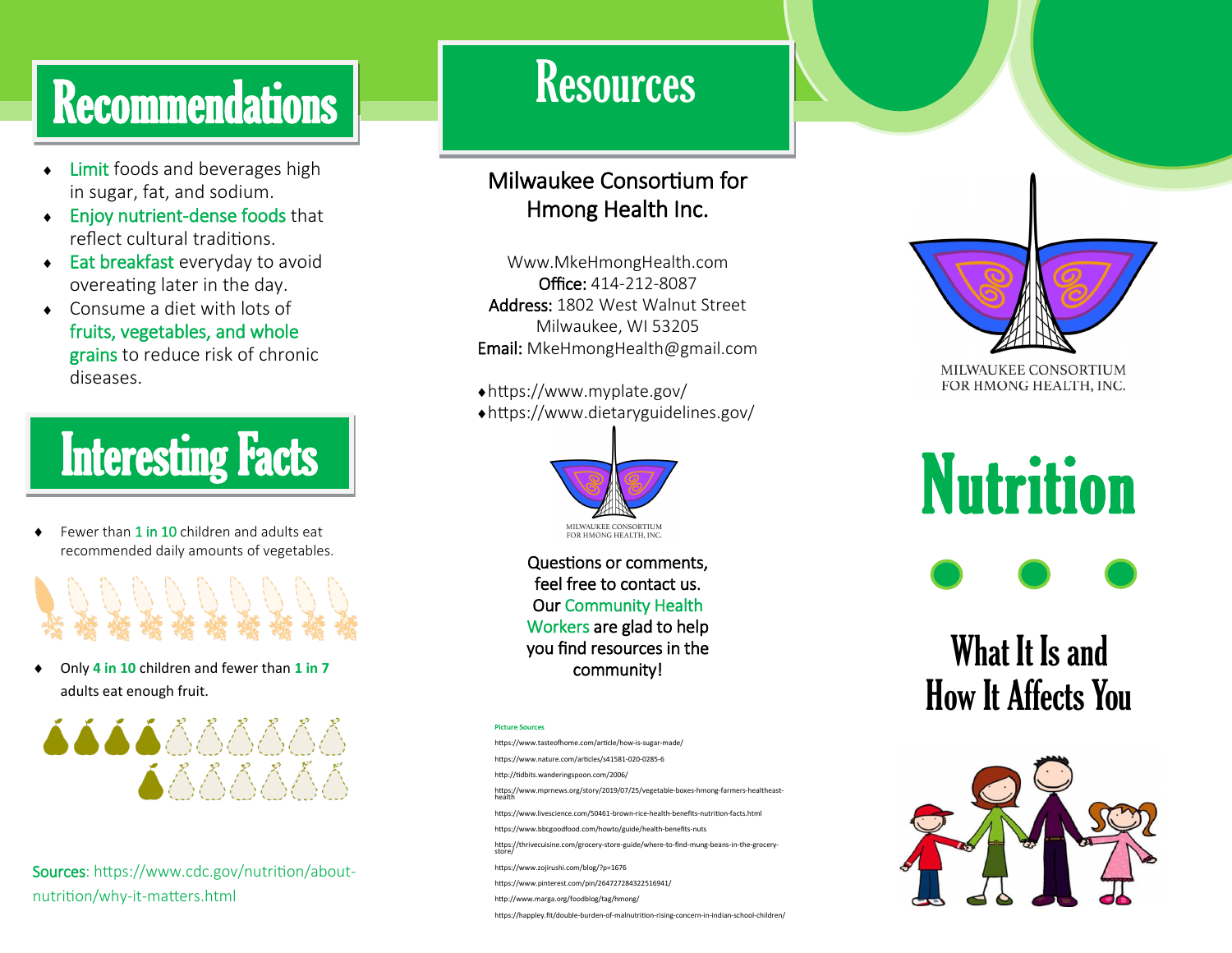## Recommendations

- Limit foods and beverages high in sugar, fat, and sodium.
- Enjoy nutrient-dense foods that reflect cultural traditions.
- Eat breakfast everyday to avoid overeating later in the day.
- Consume a diet with lots of fruits, vegetables, and whole grains to reduce risk of chronic diseases.

## Interesting Facts

- Fewer than 1 in 10 children and adults eat recommended daily amounts of vegetables.
- Only 4 in 10 children and fewer than 1 in 7 adults eat enough fruit.

Sources: https://www.cdc.gov/nutrition/about-nutrition/why-it-matters.html

## Resources

Milwaukee Consortium for Hmong Health Inc.

Www.MkeHmongHealth.com
**Office:** 414-212-8087
**Address:** 1802 West Walnut Street
Milwaukee, WI 53205
**Email:** MkeHmongHealth@gmail.com

- https://www.myplate.gov/
- https://www.dietaryguidelines.gov/

MILWAUKEE CONSORTIUM FOR HMONG HEALTH, INC.

Questions or comments, feel free to contact us. Our Community Health Workers are glad to help you find resources in the community!

**Picture Sources**

https://www.tasteofhome.com/article/how-is-sugar-made/
https://www.nature.com/articles/s41581-020-0285-6
http://tidbits.wanderingspoon.com/2006/
https://www.mprnews.org/story/2019/07/25/vegetable-boxes-hmong-farmers-healtheast-health
https://www.livescience.com/50461-brown-rice-health-benefits-nutrition-facts.html
https://www.bbcgoodfood.com/howto/guide/health-benefits-nuts
https://thrivecuisine.com/grocery-store-guide/where-to-find-mung-beans-in-the-grocery-store/
https://www.zojirushi.com/blog/?p=1676
https://www.pinterest.com/pin/264727284322516941/
http://www.marga.org/foodblog/tag/hmong/
https://happley.fit/double-burden-of-malnutrition-rising-concern-in-indian-school-children/

MILWAUKEE CONSORTIUM FOR HMONG HEALTH, INC.

# Nutrition

## What It Is and How It Affects You